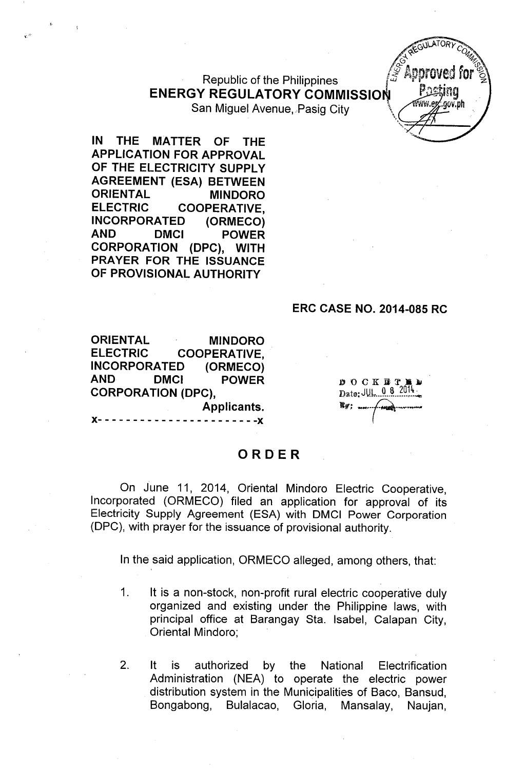Republic of the Philippines
**ENERGY REGULATORY COMMISSION**
San Miguel Avenue, Pasig City

**IN THE MATTER OF THE APPLICATION FOR APPROVAL OF THE ELECTRICITY SUPPLY AGREEMENT (ESA) BETWEEN ORIENTAL MINDORO ELECTRIC COOPERATIVE, INCORPORATED (ORMECO) AND DMCI POWER CORPORATION (DPC), WITH PRAYER FOR THE ISSUANCE OF PROVISIONAL AUTHORITY**

**ERC CASE NO. 2014-085 RC**

**ORIENTAL MINDORO ELECTRIC COOPERATIVE, INCORPORATED (ORMECO) AND DMCI POWER CORPORATION (DPC),**
**Applicants.**
x- - - - - - - - - - - - - - - - - - - - - -x

DOCKETED
Date: JUL 08 2014

# ORDER

On June 11, 2014, Oriental Mindoro Electric Cooperative, Incorporated (ORMECO) filed an application for approval of its Electricity Supply Agreement (ESA) with DMCI Power Corporation (DPC), with prayer for the issuance of provisional authority.

In the said application, ORMECO alleged, among others, that:

1. It is a non-stock, non-profit rural electric cooperative duly organized and existing under the Philippine laws, with principal office at Barangay Sta. Isabel, Calapan City, Oriental Mindoro;

2. It is authorized by the National Electrification Administration (NEA) to operate the electric power distribution system in the Municipalities of Baco, Bansud, Bongabong, Bulalacao, Gloria, Mansalay, Naujan,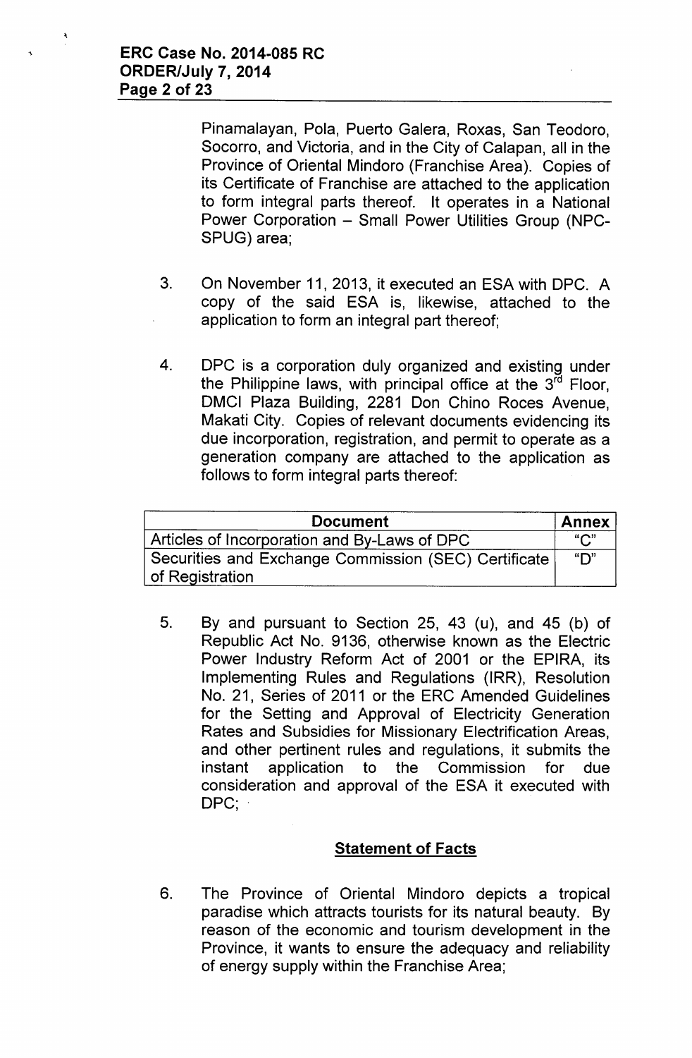Pinamalayan, Pola, Puerto Galera, Roxas, San Teodoro, Socorro, and Victoria, and in the City of Calapan, all in the Province of Oriental Mindoro (Franchise Area). Copies of its Certificate of Franchise are attached to the application to form integral parts thereof. It operates in a National Power Corporation – Small Power Utilities Group (NPC-SPUG) area;

3. On November 11, 2013, it executed an ESA with DPC. A copy of the said ESA is, likewise, attached to the application to form an integral part thereof;

4. DPC is a corporation duly organized and existing under the Philippine laws, with principal office at the 3rd Floor, DMCI Plaza Building, 2281 Don Chino Roces Avenue, Makati City. Copies of relevant documents evidencing its due incorporation, registration, and permit to operate as a generation company are attached to the application as follows to form integral parts thereof:

| Document | Annex |
|---|---|
| Articles of Incorporation and By-Laws of DPC | "C" |
| Securities and Exchange Commission (SEC) Certificate of Registration | "D" |

5. By and pursuant to Section 25, 43 (u), and 45 (b) of Republic Act No. 9136, otherwise known as the Electric Power Industry Reform Act of 2001 or the EPIRA, its Implementing Rules and Regulations (IRR), Resolution No. 21, Series of 2011 or the ERC Amended Guidelines for the Setting and Approval of Electricity Generation Rates and Subsidies for Missionary Electrification Areas, and other pertinent rules and regulations, it submits the instant application to the Commission for due consideration and approval of the ESA it executed with DPC;

## Statement of Facts

6. The Province of Oriental Mindoro depicts a tropical paradise which attracts tourists for its natural beauty. By reason of the economic and tourism development in the Province, it wants to ensure the adequacy and reliability of energy supply within the Franchise Area;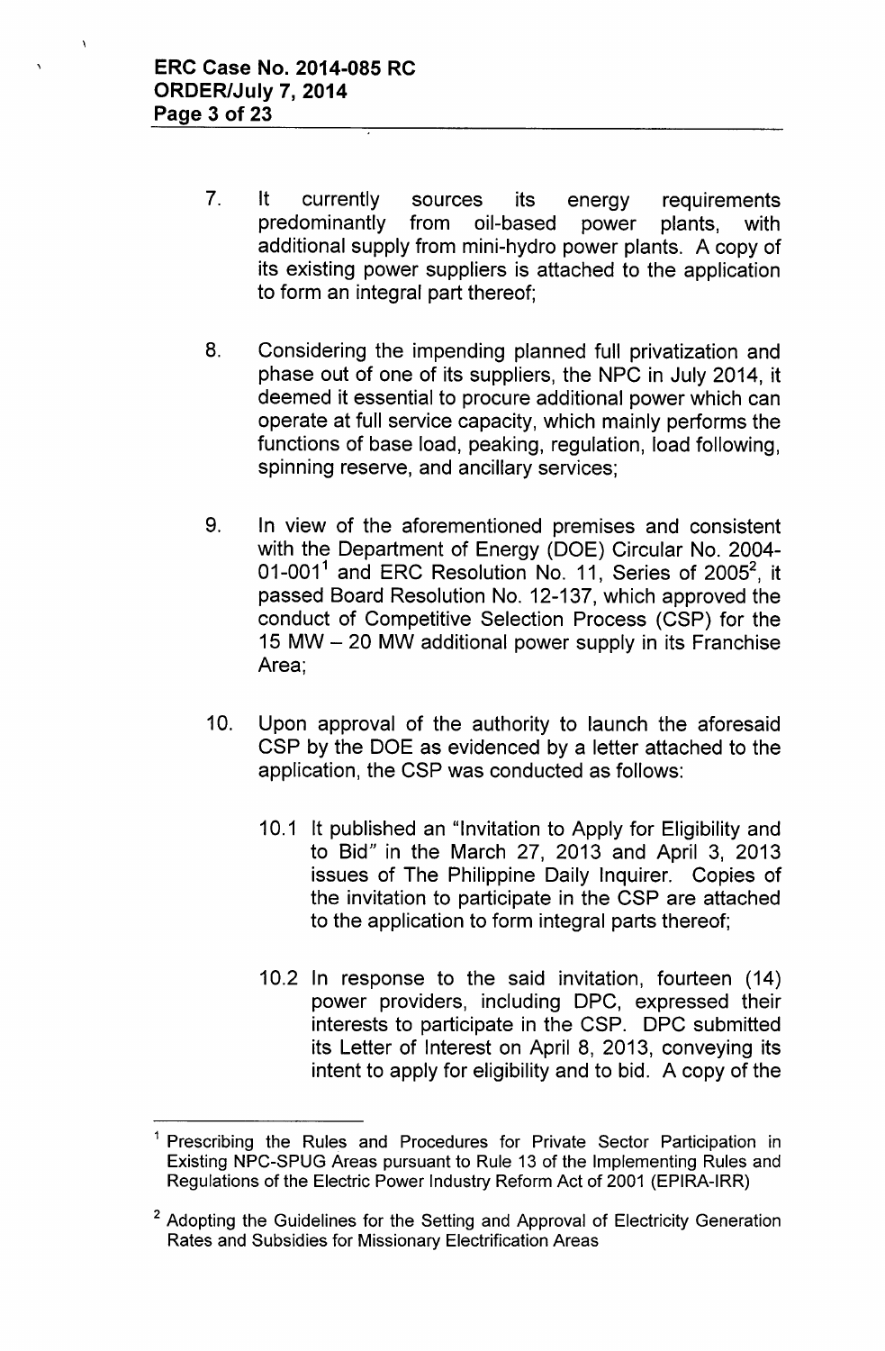7. It currently sources its energy requirements predominantly from oil-based power plants, with additional supply from mini-hydro power plants. A copy of its existing power suppliers is attached to the application to form an integral part thereof;

8. Considering the impending planned full privatization and phase out of one of its suppliers, the NPC in July 2014, it deemed it essential to procure additional power which can operate at full service capacity, which mainly performs the functions of base load, peaking, regulation, load following, spinning reserve, and ancillary services;

9. In view of the aforementioned premises and consistent with the Department of Energy (DOE) Circular No. 2004-01-001[1] and ERC Resolution No. 11, Series of 2005[2], it passed Board Resolution No. 12-137, which approved the conduct of Competitive Selection Process (CSP) for the 15 MW – 20 MW additional power supply in its Franchise Area;

10. Upon approval of the authority to launch the aforesaid CSP by the DOE as evidenced by a letter attached to the application, the CSP was conducted as follows:

    10.1 It published an "Invitation to Apply for Eligibility and to Bid" in the March 27, 2013 and April 3, 2013 issues of The Philippine Daily Inquirer. Copies of the invitation to participate in the CSP are attached to the application to form integral parts thereof;

    10.2 In response to the said invitation, fourteen (14) power providers, including DPC, expressed their interests to participate in the CSP. DPC submitted its Letter of Interest on April 8, 2013, conveying its intent to apply for eligibility and to bid. A copy of the

---

[1] Prescribing the Rules and Procedures for Private Sector Participation in Existing NPC-SPUG Areas pursuant to Rule 13 of the Implementing Rules and Regulations of the Electric Power Industry Reform Act of 2001 (EPIRA-IRR)

[2] Adopting the Guidelines for the Setting and Approval of Electricity Generation Rates and Subsidies for Missionary Electrification Areas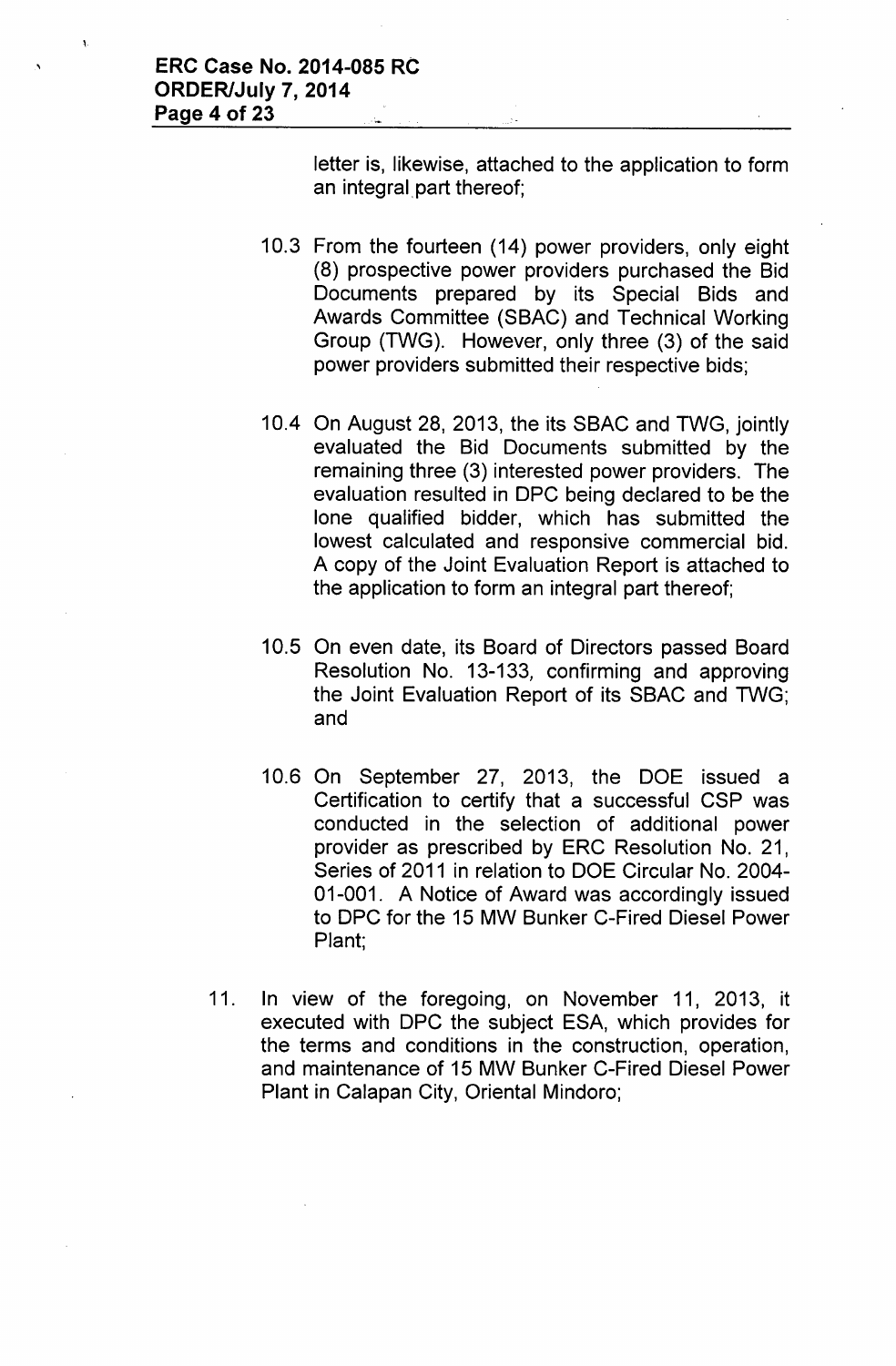letter is, likewise, attached to the application to form an integral part thereof;

10.3 From the fourteen (14) power providers, only eight (8) prospective power providers purchased the Bid Documents prepared by its Special Bids and Awards Committee (SBAC) and Technical Working Group (TWG). However, only three (3) of the said power providers submitted their respective bids;

10.4 On August 28, 2013, the its SBAC and TWG, jointly evaluated the Bid Documents submitted by the remaining three (3) interested power providers. The evaluation resulted in DPC being declared to be the lone qualified bidder, which has submitted the lowest calculated and responsive commercial bid. A copy of the Joint Evaluation Report is attached to the application to form an integral part thereof;

10.5 On even date, its Board of Directors passed Board Resolution No. 13-133, confirming and approving the Joint Evaluation Report of its SBAC and TWG; and

10.6 On September 27, 2013, the DOE issued a Certification to certify that a successful CSP was conducted in the selection of additional power provider as prescribed by ERC Resolution No. 21, Series of 2011 in relation to DOE Circular No. 2004-01-001. A Notice of Award was accordingly issued to DPC for the 15 MW Bunker C-Fired Diesel Power Plant;

11. In view of the foregoing, on November 11, 2013, it executed with DPC the subject ESA, which provides for the terms and conditions in the construction, operation, and maintenance of 15 MW Bunker C-Fired Diesel Power Plant in Calapan City, Oriental Mindoro;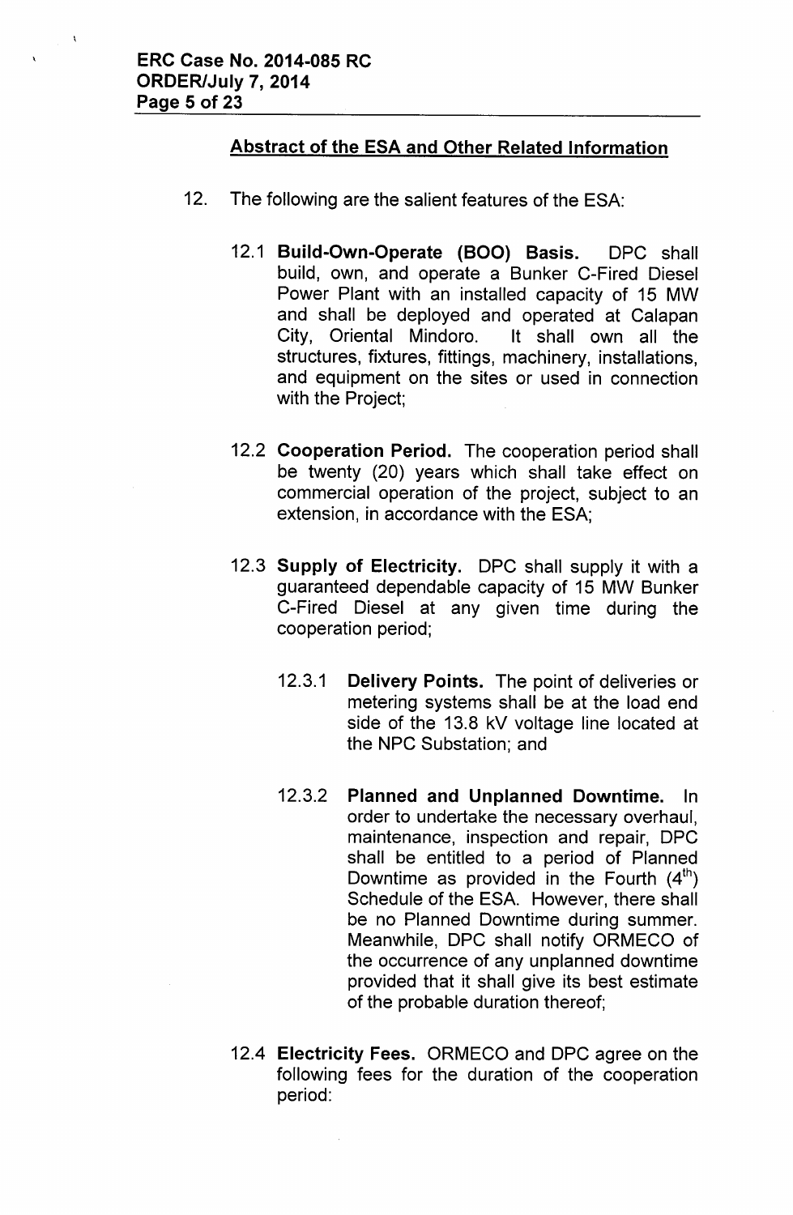## Abstract of the ESA and Other Related Information

12. The following are the salient features of the ESA:

    12.1 **Build-Own-Operate (BOO) Basis.** DPC shall build, own, and operate a Bunker C-Fired Diesel Power Plant with an installed capacity of 15 MW and shall be deployed and operated at Calapan City, Oriental Mindoro. It shall own all the structures, fixtures, fittings, machinery, installations, and equipment on the sites or used in connection with the Project;

    12.2 **Cooperation Period.** The cooperation period shall be twenty (20) years which shall take effect on commercial operation of the project, subject to an extension, in accordance with the ESA;

    12.3 **Supply of Electricity.** DPC shall supply it with a guaranteed dependable capacity of 15 MW Bunker C-Fired Diesel at any given time during the cooperation period;

    12.3.1 **Delivery Points.** The point of deliveries or metering systems shall be at the load end side of the 13.8 kV voltage line located at the NPC Substation; and

    12.3.2 **Planned and Unplanned Downtime.** In order to undertake the necessary overhaul, maintenance, inspection and repair, DPC shall be entitled to a period of Planned Downtime as provided in the Fourth (4th) Schedule of the ESA. However, there shall be no Planned Downtime during summer. Meanwhile, DPC shall notify ORMECO of the occurrence of any unplanned downtime provided that it shall give its best estimate of the probable duration thereof;

    12.4 **Electricity Fees.** ORMECO and DPC agree on the following fees for the duration of the cooperation period: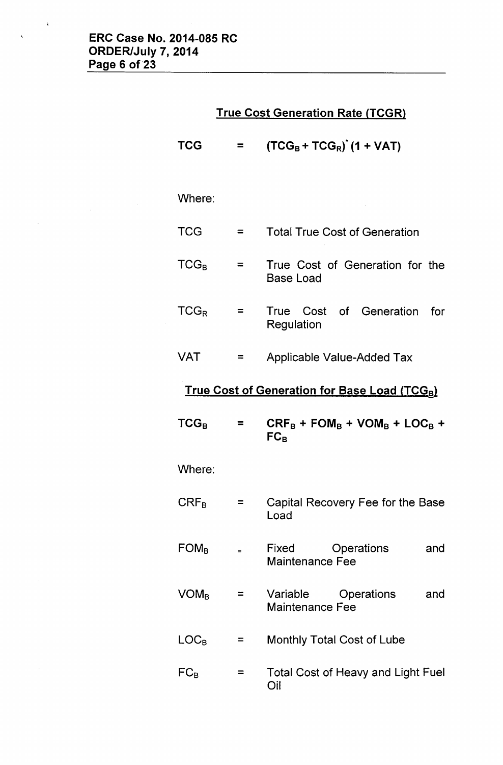**True Cost Generation Rate (TCGR)**

$$TCG = (TCG_B + TCG_R)^{*}(1 + VAT)$$

Where:

| | | |
|---|---|---|
| $TCG$ | = | Total True Cost of Generation |
| $TCG_B$ | = | True Cost of Generation for the Base Load |
| $TCG_R$ | = | True Cost of Generation for Regulation |
| $VAT$ | = | Applicable Value-Added Tax |

**True Cost of Generation for Base Load ($TCG_B$)**

$$TCG_B = CRF_B + FOM_B + VOM_B + LOC_B + FC_B$$

Where:

| | | |
|---|---|---|
| $CRF_B$ | = | Capital Recovery Fee for the Base Load |
| $FOM_B$ | = | Fixed Operations and Maintenance Fee |
| $VOM_B$ | = | Variable Operations and Maintenance Fee |
| $LOC_B$ | = | Monthly Total Cost of Lube |
| $FC_B$ | = | Total Cost of Heavy and Light Fuel Oil |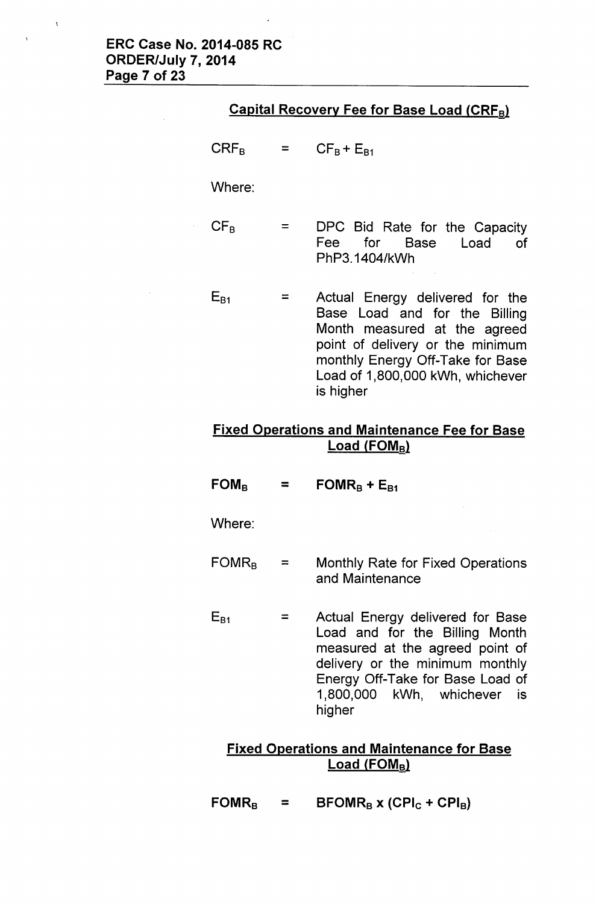**Capital Recovery Fee for Base Load ($CRF_B$)**

$$CRF_B = CF_B + E_{B1}$$

Where:

$CF_B$ = DPC Bid Rate for the Capacity Fee for Base Load of PhP3.1404/kWh

$E_{B1}$ = Actual Energy delivered for the Base Load and for the Billing Month measured at the agreed point of delivery or the minimum monthly Energy Off-Take for Base Load of 1,800,000 kWh, whichever is higher

**Fixed Operations and Maintenance Fee for Base Load ($FOM_B$)**

$$FOM_B = FOMR_B + E_{B1}$$

Where:

$FOMR_B$ = Monthly Rate for Fixed Operations and Maintenance

$E_{B1}$ = Actual Energy delivered for Base Load and for the Billing Month measured at the agreed point of delivery or the minimum monthly Energy Off-Take for Base Load of 1,800,000 kWh, whichever is higher

**Fixed Operations and Maintenance for Base Load ($FOM_B$)**

$$FOMR_B = BFOMR_B \times (CPI_C + CPI_B)$$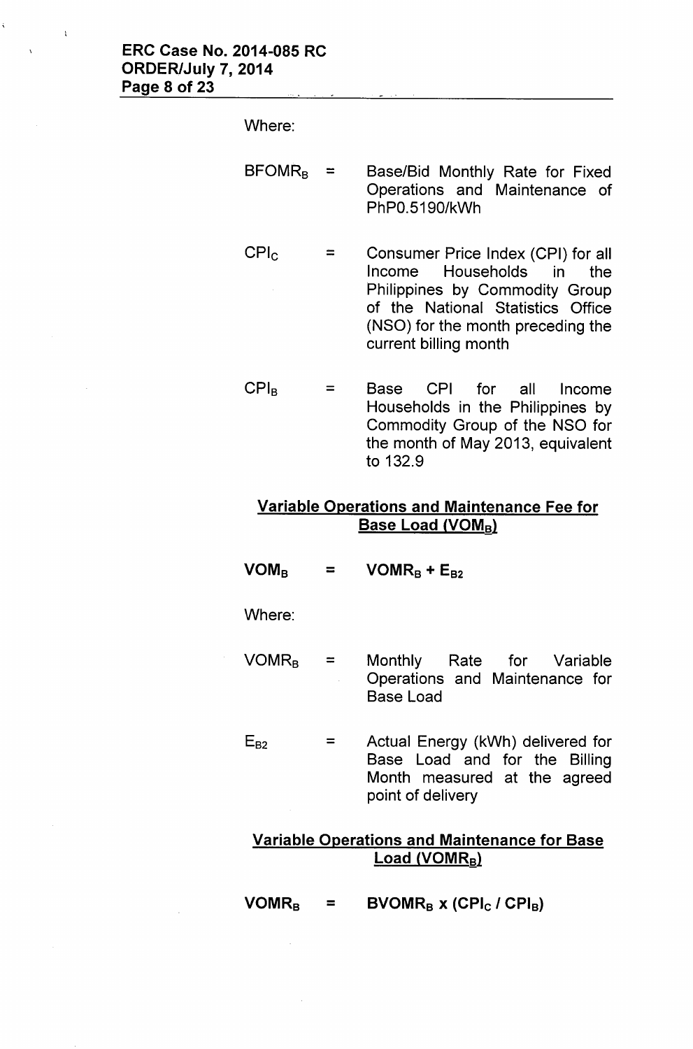Where:

$BFOMR_B$ = Base/Bid Monthly Rate for Fixed Operations and Maintenance of PhP0.5190/kWh

$CPI_C$ = Consumer Price Index (CPI) for all Income Households in the Philippines by Commodity Group of the National Statistics Office (NSO) for the month preceding the current billing month

$CPI_B$ = Base CPI for all Income Households in the Philippines by Commodity Group of the NSO for the month of May 2013, equivalent to 132.9

**Variable Operations and Maintenance Fee for Base Load ($VOM_B$)**

$$VOM_B = VOMR_B + E_{B2}$$

Where:

$VOMR_B$ = Monthly Rate for Variable Operations and Maintenance for Base Load

$E_{B2}$ = Actual Energy (kWh) delivered for Base Load and for the Billing Month measured at the agreed point of delivery

**Variable Operations and Maintenance for Base Load ($VOMR_B$)**

$$VOMR_B = BVOMR_B \times (CPI_C / CPI_B)$$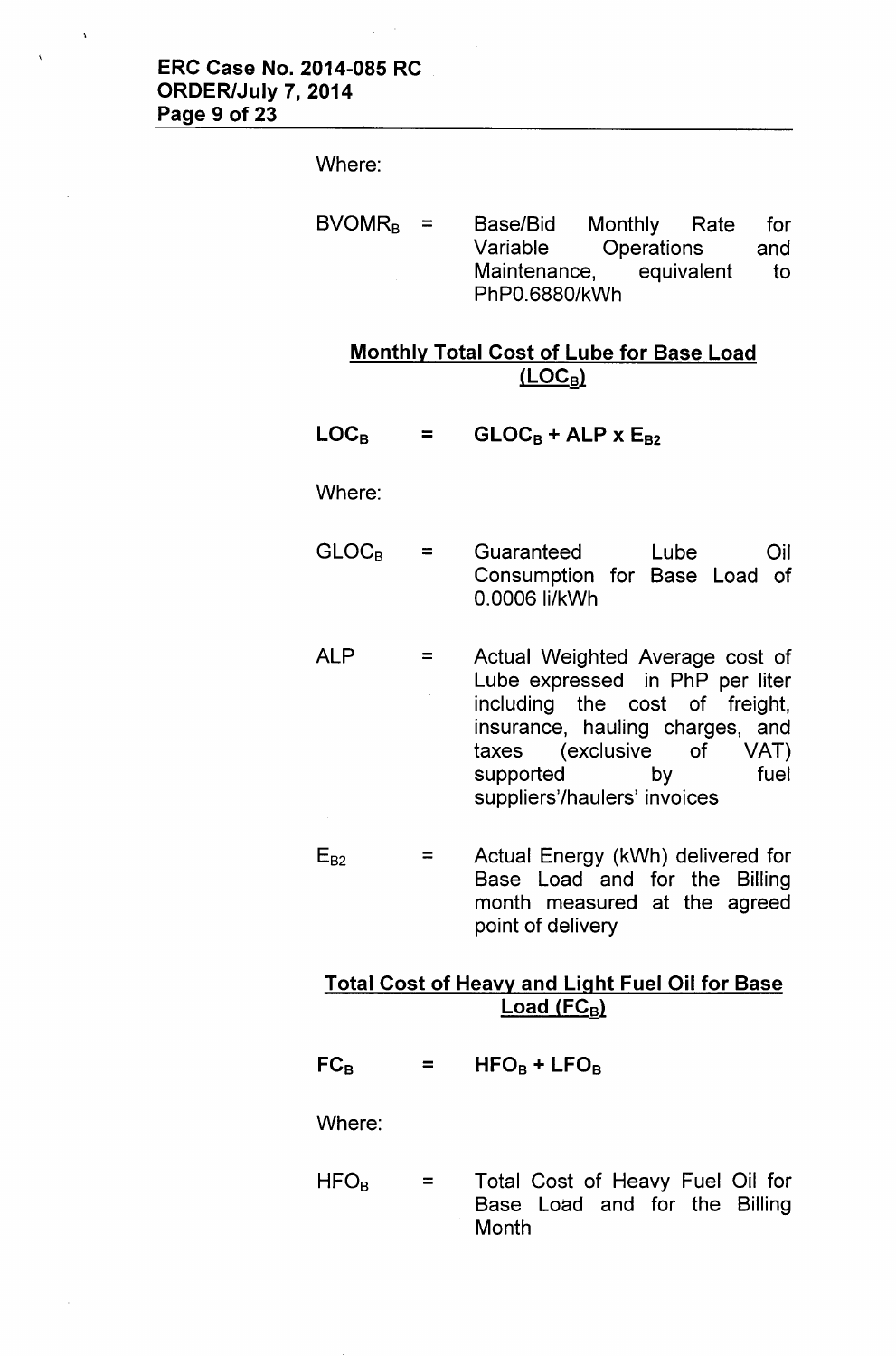Where:

$BVOMR_B$ = Base/Bid Monthly Rate for Variable Operations and Maintenance, equivalent to PhP0.6880/kWh

**<u>Monthly Total Cost of Lube for Base Load ($LOC_B$)</u>**

$$LOC_B = GLOC_B + ALP \times E_{B2}$$

Where:

$GLOC_B$ = Guaranteed Lube Oil Consumption for Base Load of 0.0006 li/kWh

$ALP$ = Actual Weighted Average cost of Lube expressed in PhP per liter including the cost of freight, insurance, hauling charges, and taxes (exclusive of VAT) supported by fuel suppliers'/haulers' invoices

$E_{B2}$ = Actual Energy (kWh) delivered for Base Load and for the Billing month measured at the agreed point of delivery

**<u>Total Cost of Heavy and Light Fuel Oil for Base Load ($FC_B$)</u>**

$$FC_B = HFO_B + LFO_B$$

Where:

$HFO_B$ = Total Cost of Heavy Fuel Oil for Base Load and for the Billing Month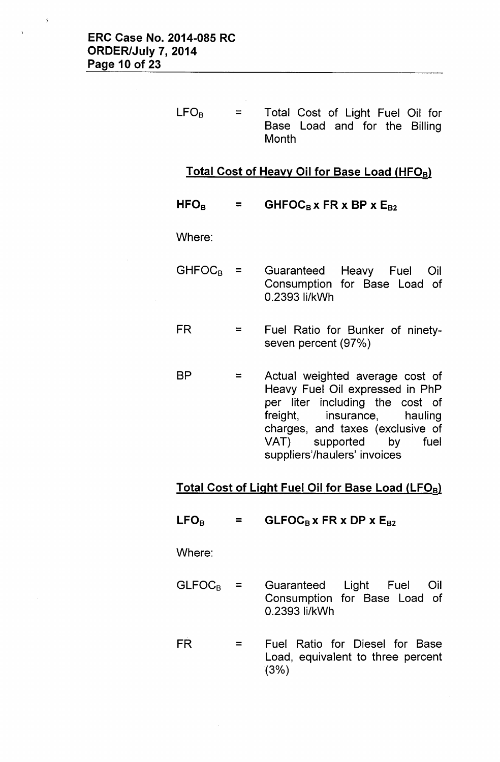$LFO_B$ = Total Cost of Light Fuel Oil for Base Load and for the Billing Month

**Total Cost of Heavy Oil for Base Load ($HFO_B$)**

$$HFO_B = GHFOC_B \times FR \times BP \times E_{B2}$$

Where:

$GHFOC_B$ = Guaranteed Heavy Fuel Oil Consumption for Base Load of 0.2393 li/kWh

FR = Fuel Ratio for Bunker of ninety-seven percent (97%)

BP = Actual weighted average cost of Heavy Fuel Oil expressed in PhP per liter including the cost of freight, insurance, hauling charges, and taxes (exclusive of VAT) supported by fuel suppliers'/haulers' invoices

**Total Cost of Light Fuel Oil for Base Load ($LFO_B$)**

$$LFO_B = GLFOC_B \times FR \times DP \times E_{B2}$$

Where:

$GLFOC_B$ = Guaranteed Light Fuel Oil Consumption for Base Load of 0.2393 li/kWh

FR = Fuel Ratio for Diesel for Base Load, equivalent to three percent (3%)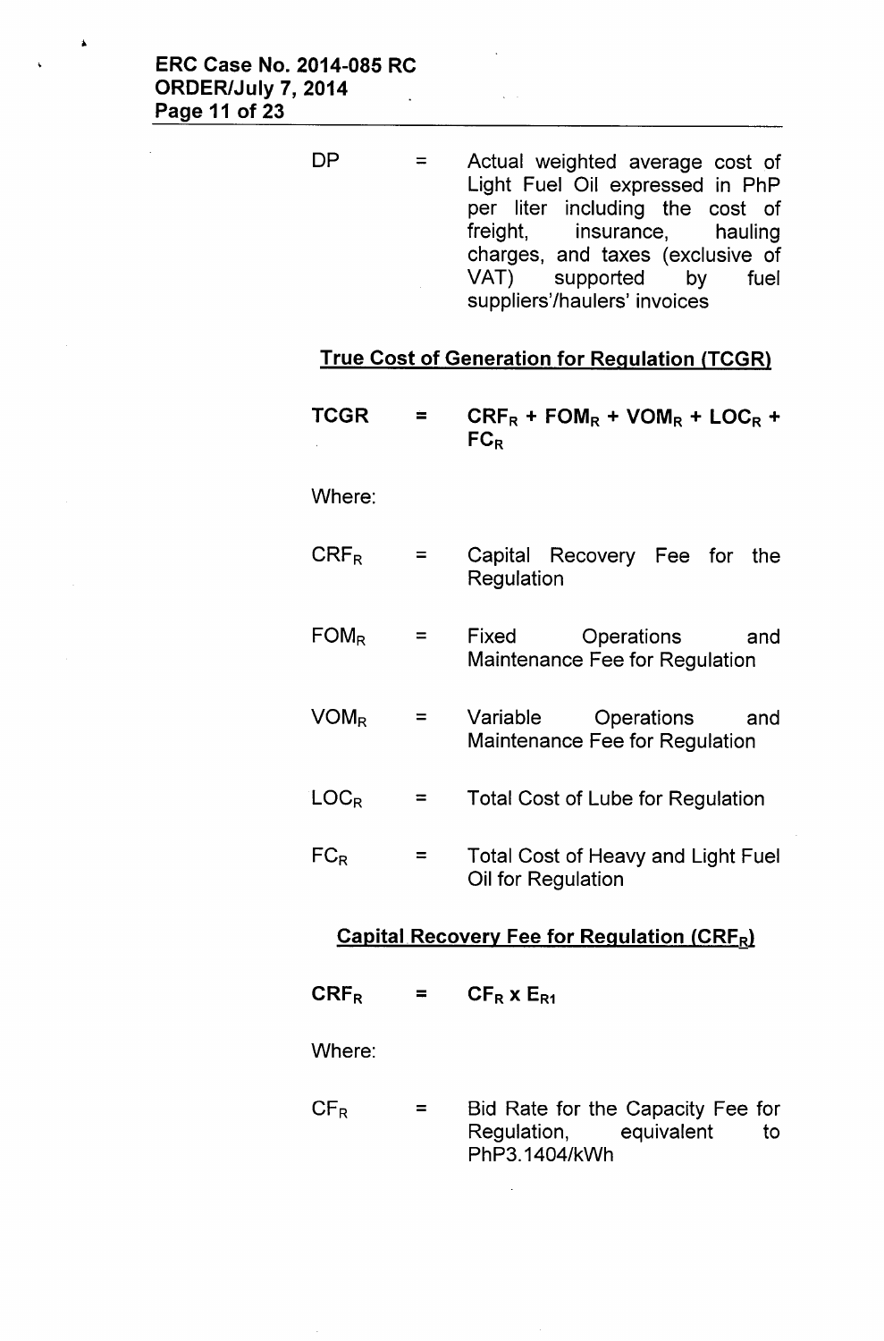$DP$ = Actual weighted average cost of Light Fuel Oil expressed in PhP per liter including the cost of freight, insurance, hauling charges, and taxes (exclusive of VAT) supported by fuel suppliers'/haulers' invoices

**<u>True Cost of Generation for Regulation (TCGR)</u>**

$$TCGR = CRF_R + FOM_R + VOM_R + LOC_R + FC_R$$

Where:

$CRF_R$ = Capital Recovery Fee for the Regulation

$FOM_R$ = Fixed Operations and Maintenance Fee for Regulation

$VOM_R$ = Variable Operations and Maintenance Fee for Regulation

$LOC_R$ = Total Cost of Lube for Regulation

$FC_R$ = Total Cost of Heavy and Light Fuel Oil for Regulation

**<u>Capital Recovery Fee for Regulation ($CRF_R$)</u>**

$$CRF_R = CF_R \times E_{R1}$$

Where:

$CF_R$ = Bid Rate for the Capacity Fee for Regulation, equivalent to PhP3.1404/kWh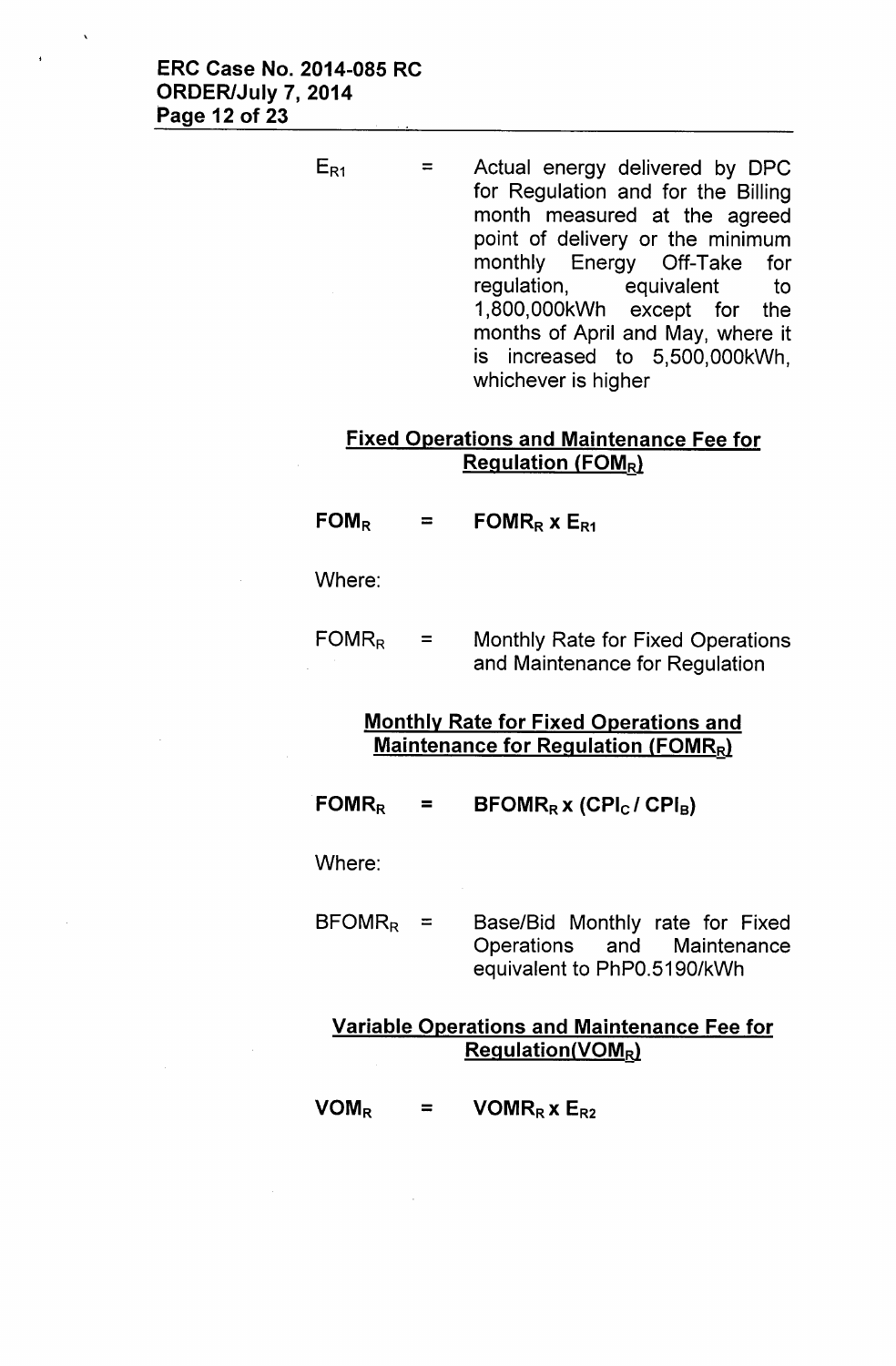$E_{R1}$ = Actual energy delivered by DPC for Regulation and for the Billing month measured at the agreed point of delivery or the minimum monthly Energy Off-Take for regulation, equivalent to 1,800,000kWh except for the months of April and May, where it is increased to 5,500,000kWh, whichever is higher

**<u>Fixed Operations and Maintenance Fee for Regulation ($FOM_R$)</u>**

$$FOM_R = FOMR_R \times E_{R1}$$

Where:

$FOMR_R$ = Monthly Rate for Fixed Operations and Maintenance for Regulation

**<u>Monthly Rate for Fixed Operations and Maintenance for Regulation ($FOMR_R$)</u>**

$$FOMR_R = BFOMR_R \times (CPI_C / CPI_B)$$

Where:

$BFOMR_R$ = Base/Bid Monthly rate for Fixed Operations and Maintenance equivalent to PhP0.5190/kWh

**<u>Variable Operations and Maintenance Fee for Regulation($VOM_R$)</u>**

$$VOM_R = VOMR_R \times E_{R2}$$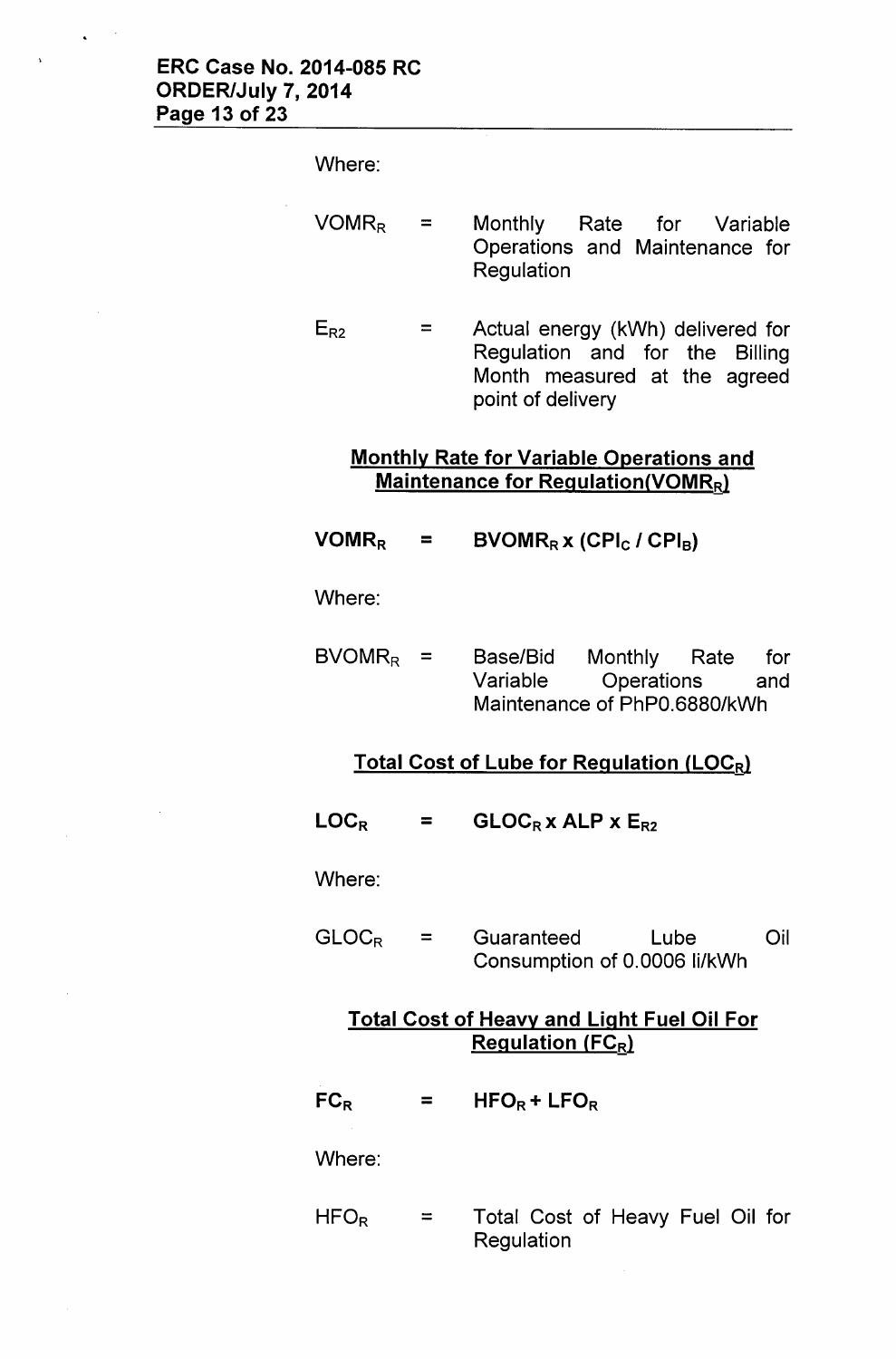Where:

$VOMR_R$ = Monthly Rate for Variable Operations and Maintenance for Regulation

$E_{R2}$ = Actual energy (kWh) delivered for Regulation and for the Billing Month measured at the agreed point of delivery

**Monthly Rate for Variable Operations and Maintenance for Regulation($VOMR_R$)**

$$VOMR_R = BVOMR_R \times (CPI_C / CPI_B)$$

Where:

$BVOMR_R$ = Base/Bid Monthly Rate for Variable Operations and Maintenance of PhP0.6880/kWh

**Total Cost of Lube for Regulation ($LOC_R$)**

$$LOC_R = GLOC_R \times ALP \times E_{R2}$$

Where:

$GLOC_R$ = Guaranteed Lube Oil Consumption of 0.0006 li/kWh

**Total Cost of Heavy and Light Fuel Oil For Regulation ($FC_R$)**

$$FC_R = HFO_R + LFO_R$$

Where:

$HFO_R$ = Total Cost of Heavy Fuel Oil for Regulation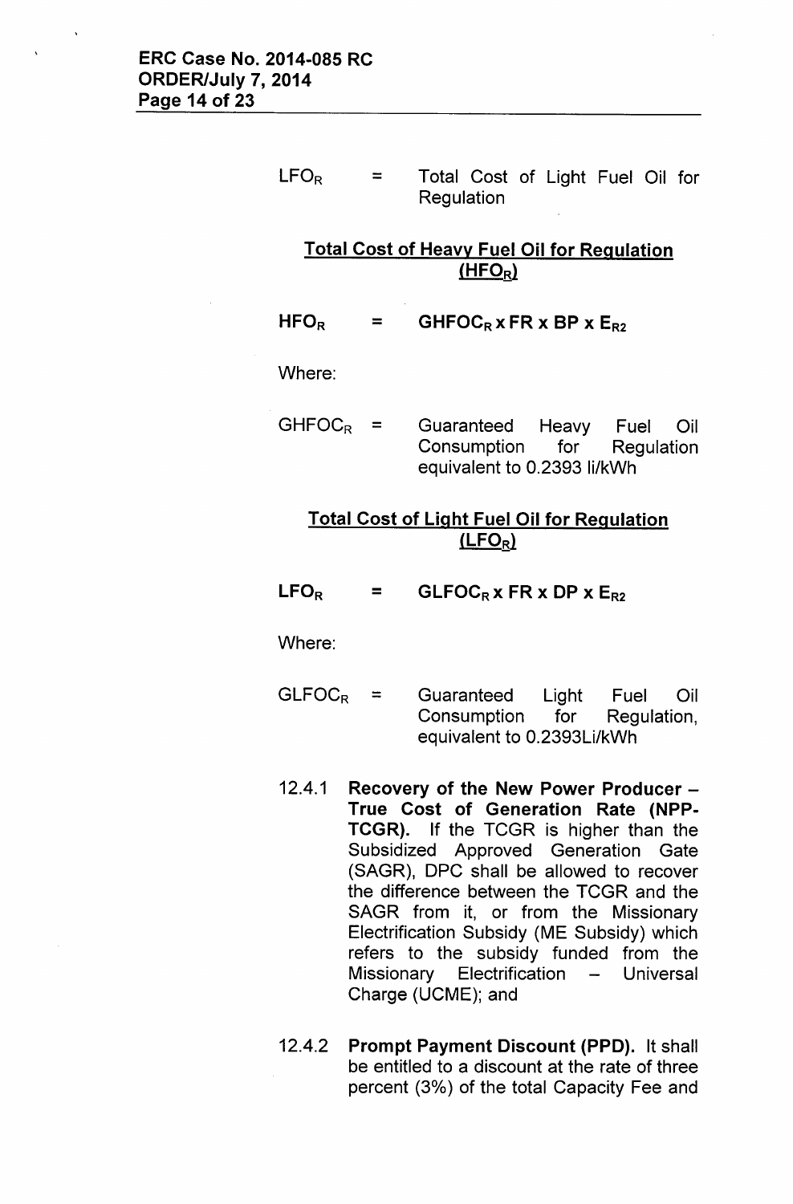$LFO_R$ = Total Cost of Light Fuel Oil for Regulation

**<u>Total Cost of Heavy Fuel Oil for Regulation ($HFO_R$)</u>**

$$HFO_R = GHFOC_R \times FR \times BP \times E_{R2}$$

Where:

$GHFOC_R$ = Guaranteed Heavy Fuel Oil Consumption for Regulation equivalent to 0.2393 li/kWh

**<u>Total Cost of Light Fuel Oil for Regulation ($LFO_R$)</u>**

$$LFO_R = GLFOC_R \times FR \times DP \times E_{R2}$$

Where:

$GLFOC_R$ = Guaranteed Light Fuel Oil Consumption for Regulation, equivalent to 0.2393Li/kWh

12.4.1 **Recovery of the New Power Producer – True Cost of Generation Rate (NPP-TCGR).** If the TCGR is higher than the Subsidized Approved Generation Gate (SAGR), DPC shall be allowed to recover the difference between the TCGR and the SAGR from it, or from the Missionary Electrification Subsidy (ME Subsidy) which refers to the subsidy funded from the Missionary Electrification – Universal Charge (UCME); and

12.4.2 **Prompt Payment Discount (PPD).** It shall be entitled to a discount at the rate of three percent (3%) of the total Capacity Fee and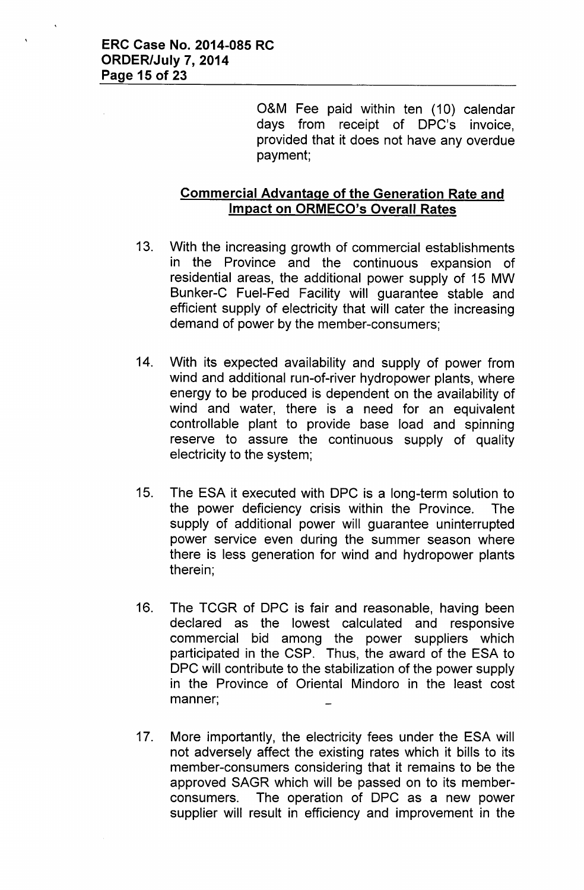O&M Fee paid within ten (10) calendar days from receipt of DPC's invoice, provided that it does not have any overdue payment;

**Commercial Advantage of the Generation Rate and Impact on ORMECO's Overall Rates**

13. With the increasing growth of commercial establishments in the Province and the continuous expansion of residential areas, the additional power supply of 15 MW Bunker-C Fuel-Fed Facility will guarantee stable and efficient supply of electricity that will cater the increasing demand of power by the member-consumers;

14. With its expected availability and supply of power from wind and additional run-of-river hydropower plants, where energy to be produced is dependent on the availability of wind and water, there is a need for an equivalent controllable plant to provide base load and spinning reserve to assure the continuous supply of quality electricity to the system;

15. The ESA it executed with DPC is a long-term solution to the power deficiency crisis within the Province. The supply of additional power will guarantee uninterrupted power service even during the summer season where there is less generation for wind and hydropower plants therein;

16. The TCGR of DPC is fair and reasonable, having been declared as the lowest calculated and responsive commercial bid among the power suppliers which participated in the CSP. Thus, the award of the ESA to DPC will contribute to the stabilization of the power supply in the Province of Oriental Mindoro in the least cost manner;

17. More importantly, the electricity fees under the ESA will not adversely affect the existing rates which it bills to its member-consumers considering that it remains to be the approved SAGR which will be passed on to its member-consumers. The operation of DPC as a new power supplier will result in efficiency and improvement in the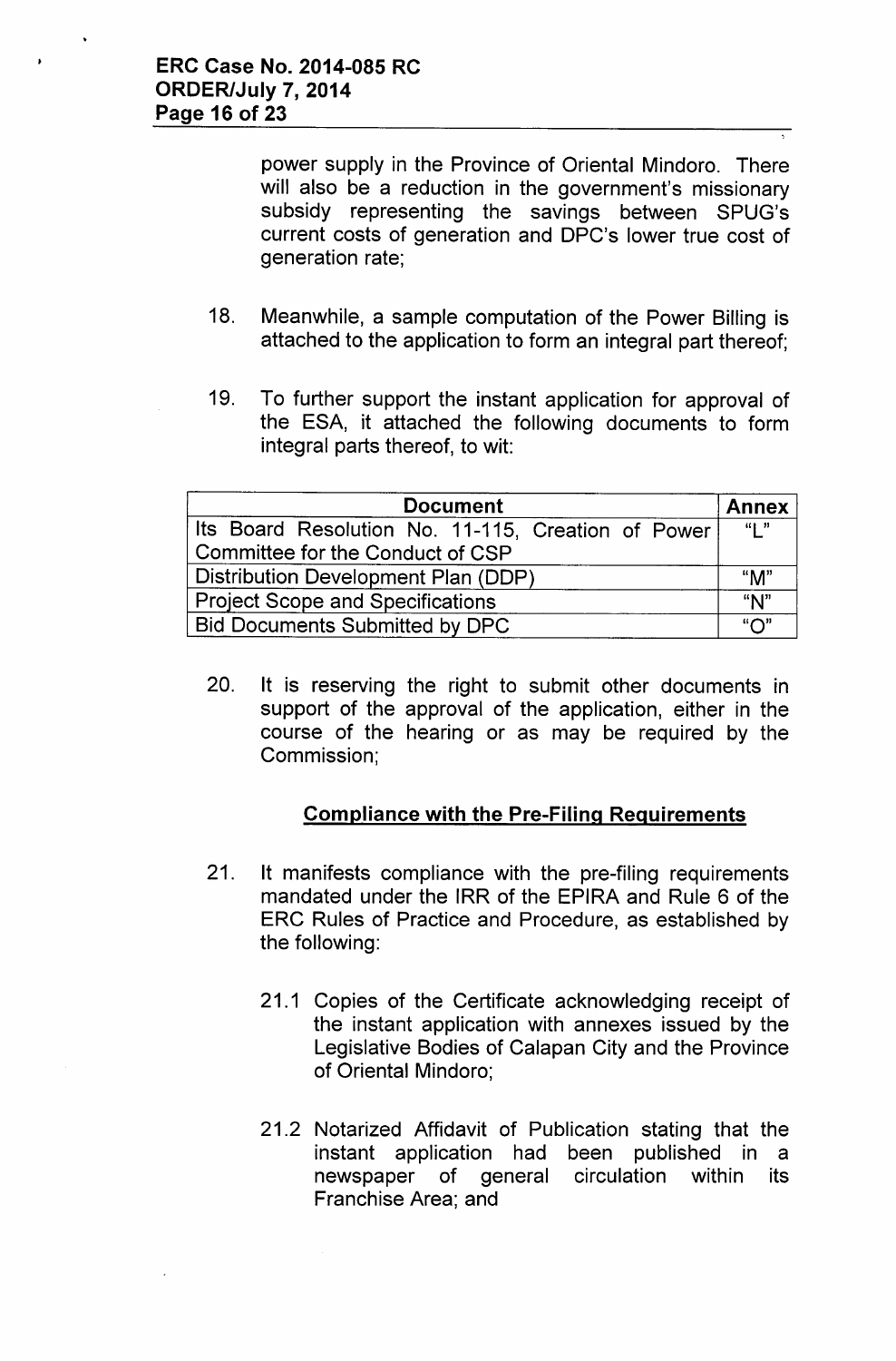power supply in the Province of Oriental Mindoro. There will also be a reduction in the government's missionary subsidy representing the savings between SPUG's current costs of generation and DPC's lower true cost of generation rate;

18. Meanwhile, a sample computation of the Power Billing is attached to the application to form an integral part thereof;

19. To further support the instant application for approval of the ESA, it attached the following documents to form integral parts thereof, to wit:

| Document | Annex |
|---|---|
| Its Board Resolution No. 11-115, Creation of Power Committee for the Conduct of CSP | "L" |
| Distribution Development Plan (DDP) | "M" |
| Project Scope and Specifications | "N" |
| Bid Documents Submitted by DPC | "O" |

20. It is reserving the right to submit other documents in support of the approval of the application, either in the course of the hearing or as may be required by the Commission;

## Compliance with the Pre-Filing Requirements

21. It manifests compliance with the pre-filing requirements mandated under the IRR of the EPIRA and Rule 6 of the ERC Rules of Practice and Procedure, as established by the following:

    21.1 Copies of the Certificate acknowledging receipt of the instant application with annexes issued by the Legislative Bodies of Calapan City and the Province of Oriental Mindoro;

    21.2 Notarized Affidavit of Publication stating that the instant application had been published in a newspaper of general circulation within its Franchise Area; and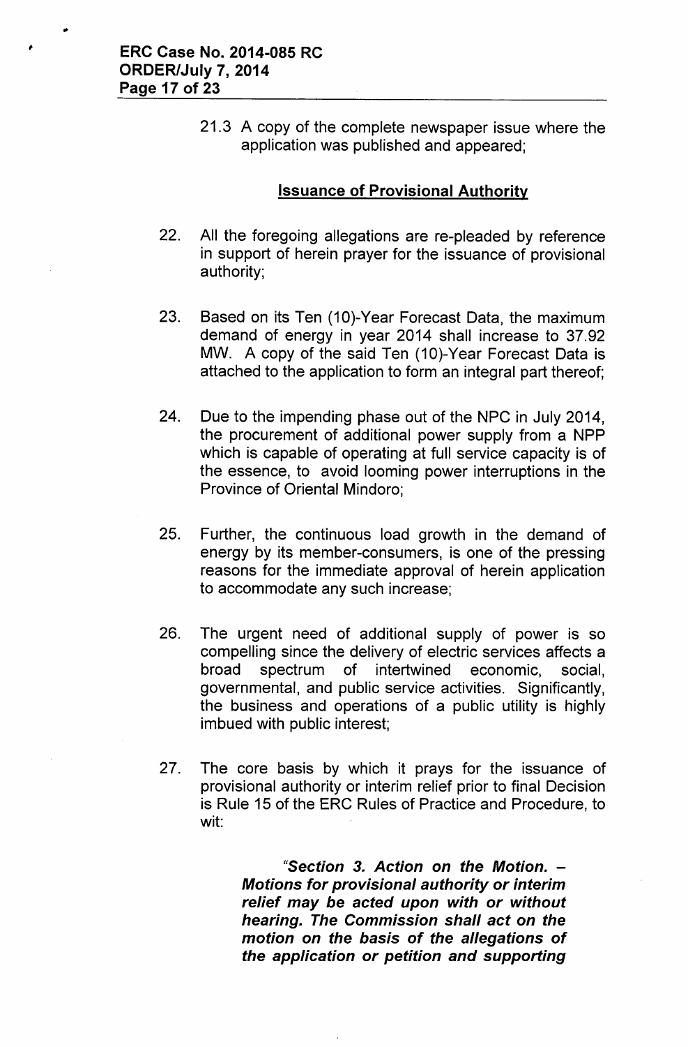21.3 A copy of the complete newspaper issue where the application was published and appeared;

## Issuance of Provisional Authority

22. All the foregoing allegations are re-pleaded by reference in support of herein prayer for the issuance of provisional authority;

23. Based on its Ten (10)-Year Forecast Data, the maximum demand of energy in year 2014 shall increase to 37.92 MW. A copy of the said Ten (10)-Year Forecast Data is attached to the application to form an integral part thereof;

24. Due to the impending phase out of the NPC in July 2014, the procurement of additional power supply from a NPP which is capable of operating at full service capacity is of the essence, to avoid looming power interruptions in the Province of Oriental Mindoro;

25. Further, the continuous load growth in the demand of energy by its member-consumers, is one of the pressing reasons for the immediate approval of herein application to accommodate any such increase;

26. The urgent need of additional supply of power is so compelling since the delivery of electric services affects a broad spectrum of intertwined economic, social, governmental, and public service activities. Significantly, the business and operations of a public utility is highly imbued with public interest;

27. The core basis by which it prays for the issuance of provisional authority or interim relief prior to final Decision is Rule 15 of the ERC Rules of Practice and Procedure, to wit:

> ***"Section 3. Action on the Motion. – Motions for provisional authority or interim relief may be acted upon with or without hearing. The Commission shall act on the motion on the basis of the allegations of the application or petition and supporting***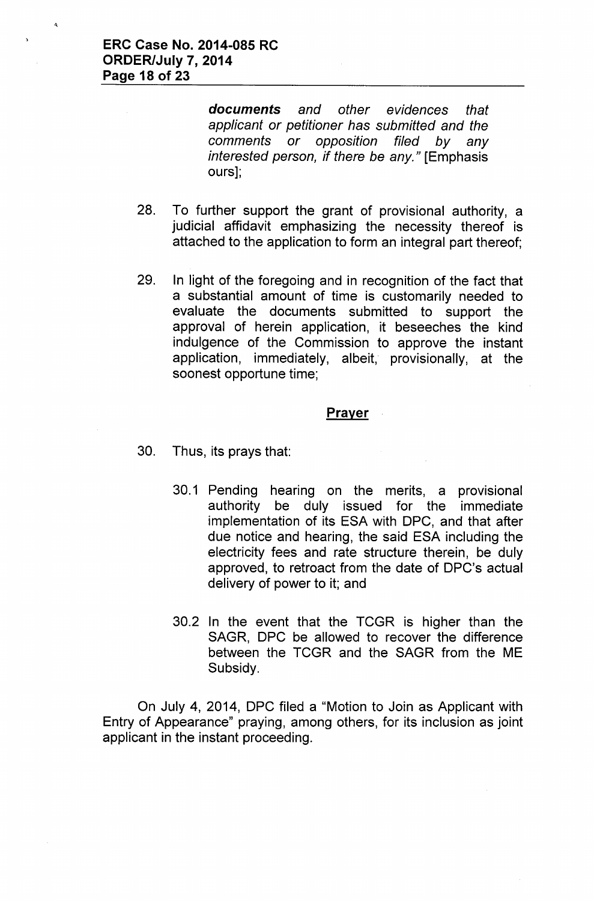> ***documents*** *and other evidences that applicant or petitioner has submitted and the comments or opposition filed by any interested person, if there be any."* [Emphasis ours];

28. To further support the grant of provisional authority, a judicial affidavit emphasizing the necessity thereof is attached to the application to form an integral part thereof;

29. In light of the foregoing and in recognition of the fact that a substantial amount of time is customarily needed to evaluate the documents submitted to support the approval of herein application, it beseeches the kind indulgence of the Commission to approve the instant application, immediately, albeit, provisionally, at the soonest opportune time;

## Prayer

30. Thus, its prays that:

    30.1 Pending hearing on the merits, a provisional authority be duly issued for the immediate implementation of its ESA with DPC, and that after due notice and hearing, the said ESA including the electricity fees and rate structure therein, be duly approved, to retroact from the date of DPC's actual delivery of power to it; and

    30.2 In the event that the TCGR is higher than the SAGR, DPC be allowed to recover the difference between the TCGR and the SAGR from the ME Subsidy.

On July 4, 2014, DPC filed a "Motion to Join as Applicant with Entry of Appearance" praying, among others, for its inclusion as joint applicant in the instant proceeding.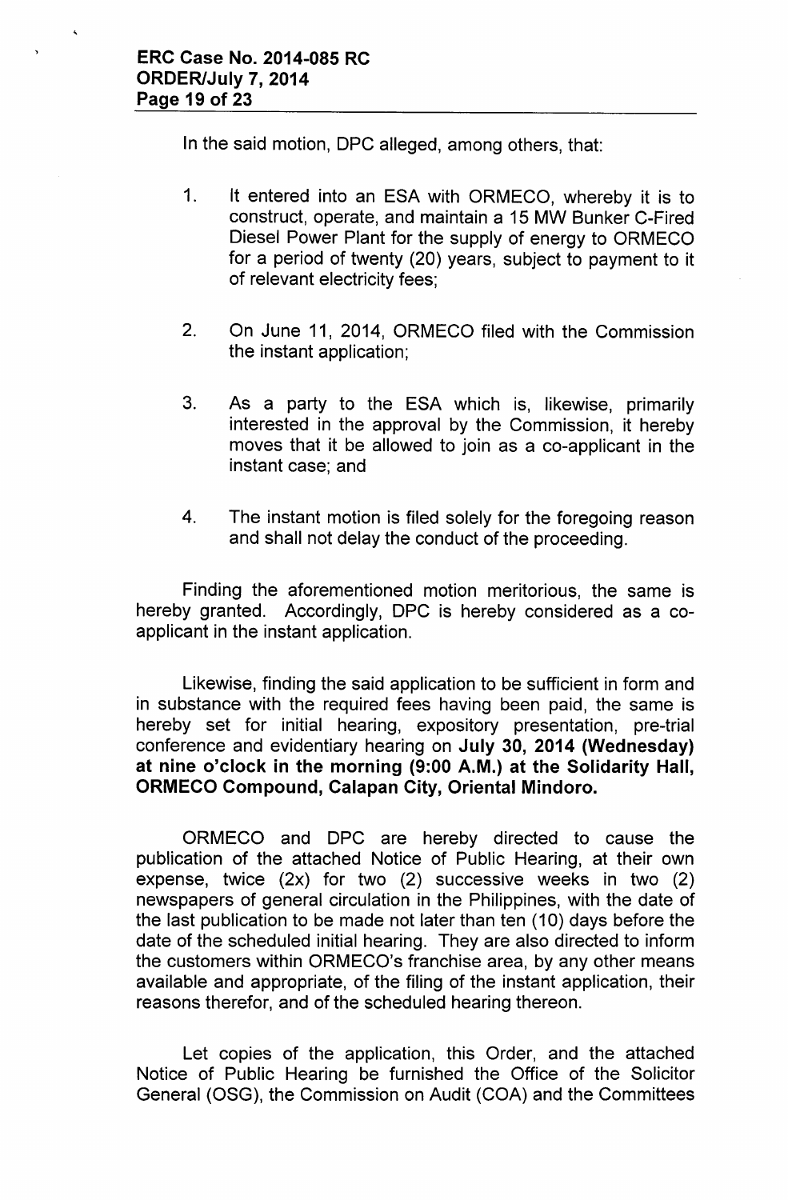In the said motion, DPC alleged, among others, that:

1. It entered into an ESA with ORMECO, whereby it is to construct, operate, and maintain a 15 MW Bunker C-Fired Diesel Power Plant for the supply of energy to ORMECO for a period of twenty (20) years, subject to payment to it of relevant electricity fees;

2. On June 11, 2014, ORMECO filed with the Commission the instant application;

3. As a party to the ESA which is, likewise, primarily interested in the approval by the Commission, it hereby moves that it be allowed to join as a co-applicant in the instant case; and

4. The instant motion is filed solely for the foregoing reason and shall not delay the conduct of the proceeding.

Finding the aforementioned motion meritorious, the same is hereby granted. Accordingly, DPC is hereby considered as a co-applicant in the instant application.

Likewise, finding the said application to be sufficient in form and in substance with the required fees having been paid, the same is hereby set for initial hearing, expository presentation, pre-trial conference and evidentiary hearing on **July 30, 2014 (Wednesday) at nine o'clock in the morning (9:00 A.M.) at the Solidarity Hall, ORMECO Compound, Calapan City, Oriental Mindoro.**

ORMECO and DPC are hereby directed to cause the publication of the attached Notice of Public Hearing, at their own expense, twice (2x) for two (2) successive weeks in two (2) newspapers of general circulation in the Philippines, with the date of the last publication to be made not later than ten (10) days before the date of the scheduled initial hearing. They are also directed to inform the customers within ORMECO's franchise area, by any other means available and appropriate, of the filing of the instant application, their reasons therefor, and of the scheduled hearing thereon.

Let copies of the application, this Order, and the attached Notice of Public Hearing be furnished the Office of the Solicitor General (OSG), the Commission on Audit (COA) and the Committees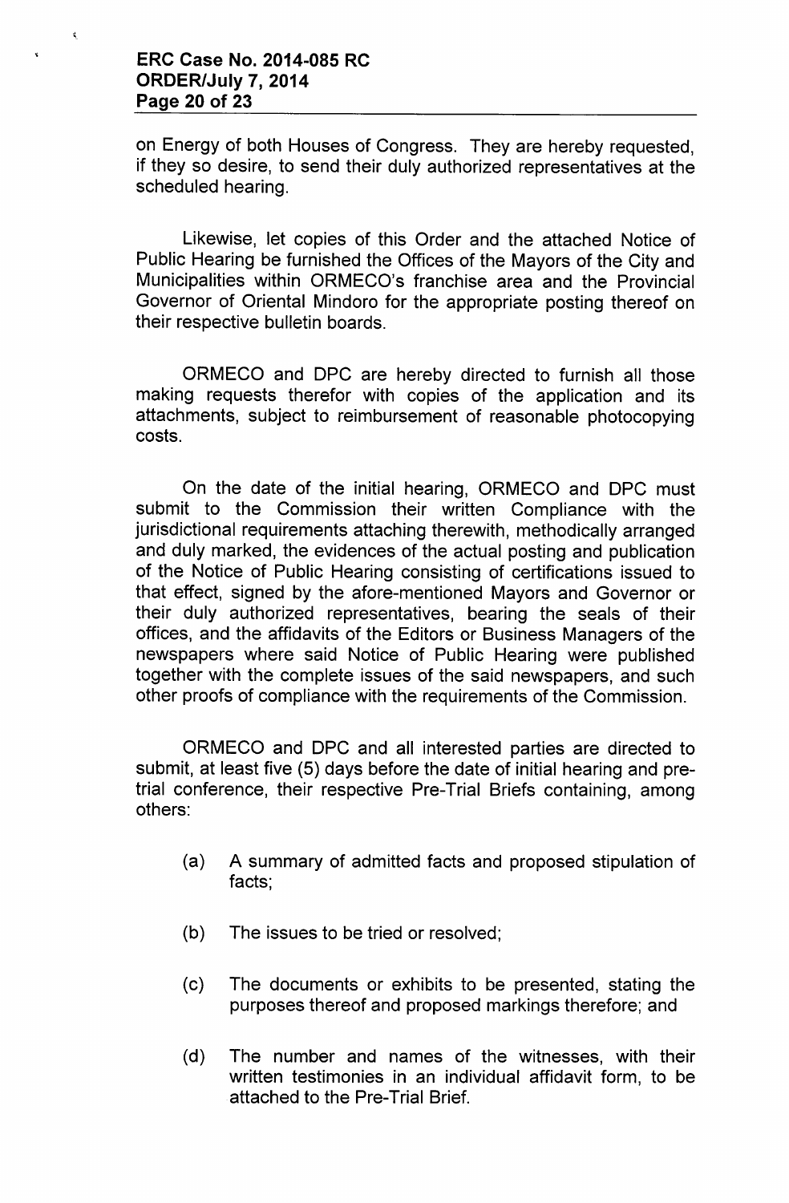on Energy of both Houses of Congress. They are hereby requested, if they so desire, to send their duly authorized representatives at the scheduled hearing.

Likewise, let copies of this Order and the attached Notice of Public Hearing be furnished the Offices of the Mayors of the City and Municipalities within ORMECO's franchise area and the Provincial Governor of Oriental Mindoro for the appropriate posting thereof on their respective bulletin boards.

ORMECO and DPC are hereby directed to furnish all those making requests therefor with copies of the application and its attachments, subject to reimbursement of reasonable photocopying costs.

On the date of the initial hearing, ORMECO and DPC must submit to the Commission their written Compliance with the jurisdictional requirements attaching therewith, methodically arranged and duly marked, the evidences of the actual posting and publication of the Notice of Public Hearing consisting of certifications issued to that effect, signed by the afore-mentioned Mayors and Governor or their duly authorized representatives, bearing the seals of their offices, and the affidavits of the Editors or Business Managers of the newspapers where said Notice of Public Hearing were published together with the complete issues of the said newspapers, and such other proofs of compliance with the requirements of the Commission.

ORMECO and DPC and all interested parties are directed to submit, at least five (5) days before the date of initial hearing and pre-trial conference, their respective Pre-Trial Briefs containing, among others:

(a) A summary of admitted facts and proposed stipulation of facts;

(b) The issues to be tried or resolved;

(c) The documents or exhibits to be presented, stating the purposes thereof and proposed markings therefore; and

(d) The number and names of the witnesses, with their written testimonies in an individual affidavit form, to be attached to the Pre-Trial Brief.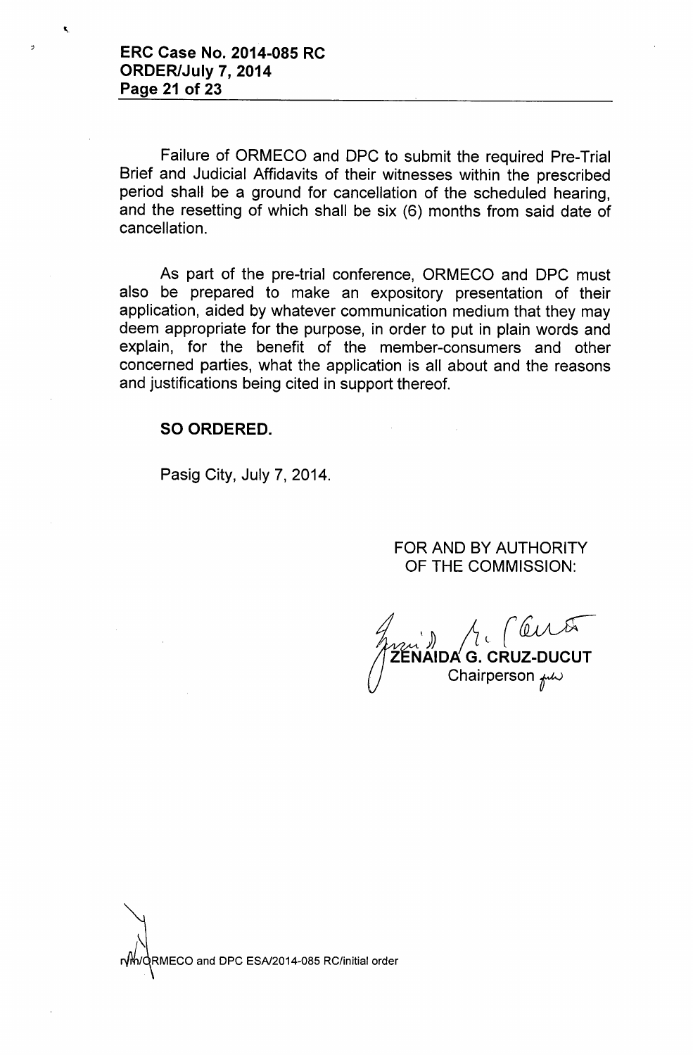Failure of ORMECO and DPC to submit the required Pre-Trial Brief and Judicial Affidavits of their witnesses within the prescribed period shall be a ground for cancellation of the scheduled hearing, and the resetting of which shall be six (6) months from said date of cancellation.

As part of the pre-trial conference, ORMECO and DPC must also be prepared to make an expository presentation of their application, aided by whatever communication medium that they may deem appropriate for the purpose, in order to put in plain words and explain, for the benefit of the member-consumers and other concerned parties, what the application is all about and the reasons and justifications being cited in support thereof.

**SO ORDERED.**

Pasig City, July 7, 2014.

FOR AND BY AUTHORITY
OF THE COMMISSION:

**ZENAIDA G. CRUZ-DUCUT**
Chairperson

rVm/ORMECO and DPC ESA/2014-085 RC/initial order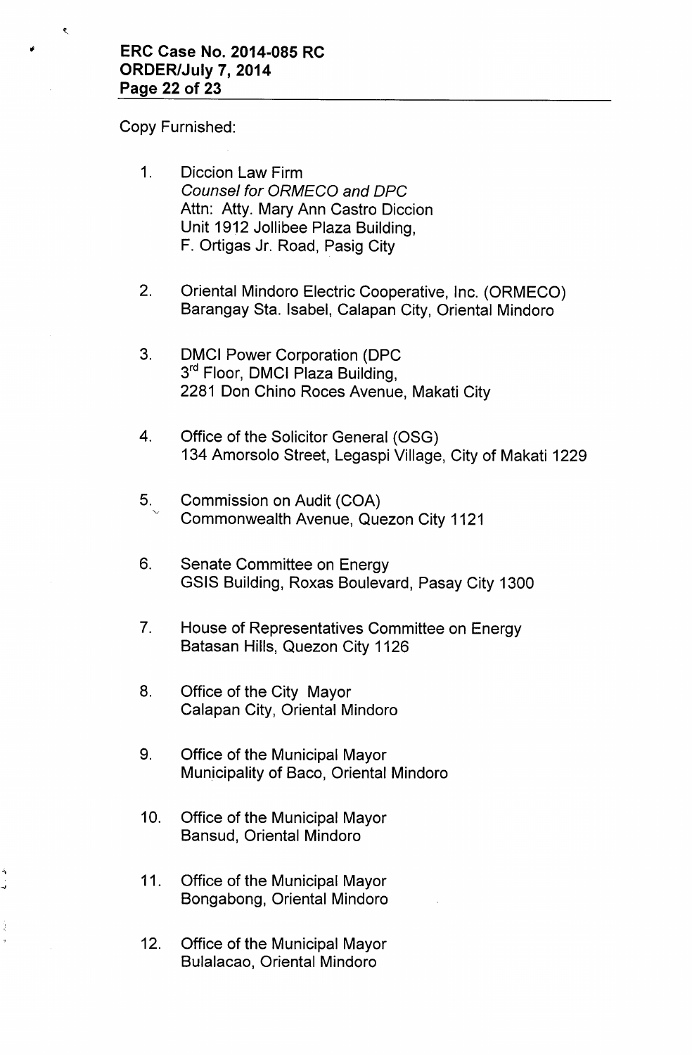Copy Furnished:

1. Diccion Law Firm
   *Counsel for ORMECO and DPC*
   Attn: Atty. Mary Ann Castro Diccion
   Unit 1912 Jollibee Plaza Building,
   F. Ortigas Jr. Road, Pasig City

2. Oriental Mindoro Electric Cooperative, Inc. (ORMECO)
   Barangay Sta. Isabel, Calapan City, Oriental Mindoro

3. DMCI Power Corporation (DPC
   3rd Floor, DMCI Plaza Building,
   2281 Don Chino Roces Avenue, Makati City

4. Office of the Solicitor General (OSG)
   134 Amorsolo Street, Legaspi Village, City of Makati 1229

5. Commission on Audit (COA)
   Commonwealth Avenue, Quezon City 1121

6. Senate Committee on Energy
   GSIS Building, Roxas Boulevard, Pasay City 1300

7. House of Representatives Committee on Energy
   Batasan Hills, Quezon City 1126

8. Office of the City Mayor
   Calapan City, Oriental Mindoro

9. Office of the Municipal Mayor
   Municipality of Baco, Oriental Mindoro

10. Office of the Municipal Mayor
    Bansud, Oriental Mindoro

11. Office of the Municipal Mayor
    Bongabong, Oriental Mindoro

12. Office of the Municipal Mayor
    Bulalacao, Oriental Mindoro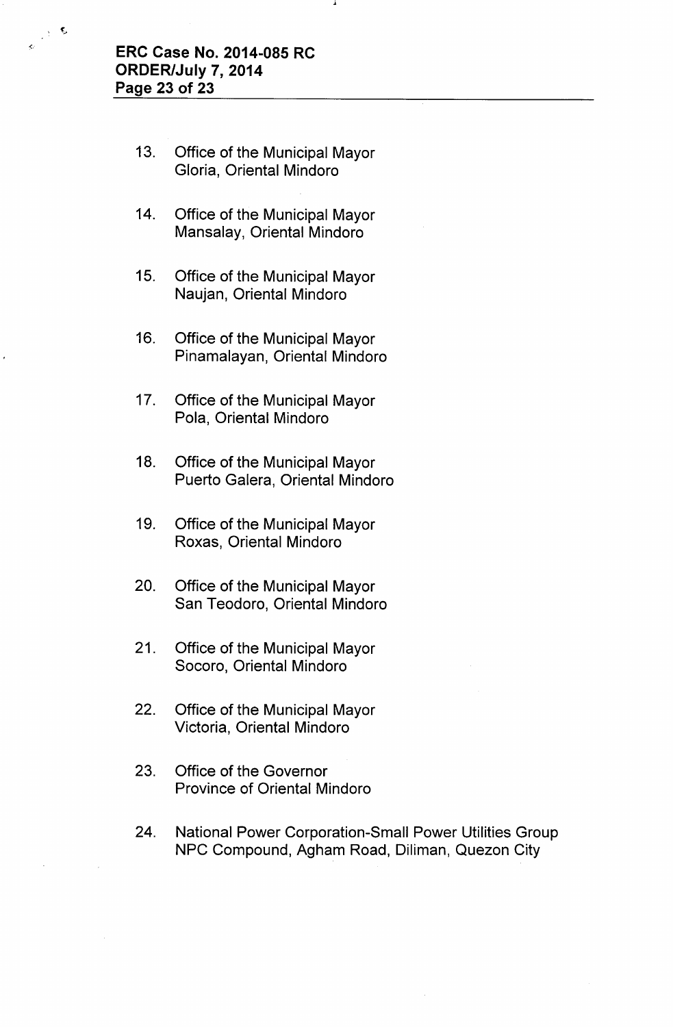13. Office of the Municipal Mayor
    Gloria, Oriental Mindoro

14. Office of the Municipal Mayor
    Mansalay, Oriental Mindoro

15. Office of the Municipal Mayor
    Naujan, Oriental Mindoro

16. Office of the Municipal Mayor
    Pinamalayan, Oriental Mindoro

17. Office of the Municipal Mayor
    Pola, Oriental Mindoro

18. Office of the Municipal Mayor
    Puerto Galera, Oriental Mindoro

19. Office of the Municipal Mayor
    Roxas, Oriental Mindoro

20. Office of the Municipal Mayor
    San Teodoro, Oriental Mindoro

21. Office of the Municipal Mayor
    Socoro, Oriental Mindoro

22. Office of the Municipal Mayor
    Victoria, Oriental Mindoro

23. Office of the Governor
    Province of Oriental Mindoro

24. National Power Corporation-Small Power Utilities Group
    NPC Compound, Agham Road, Diliman, Quezon City